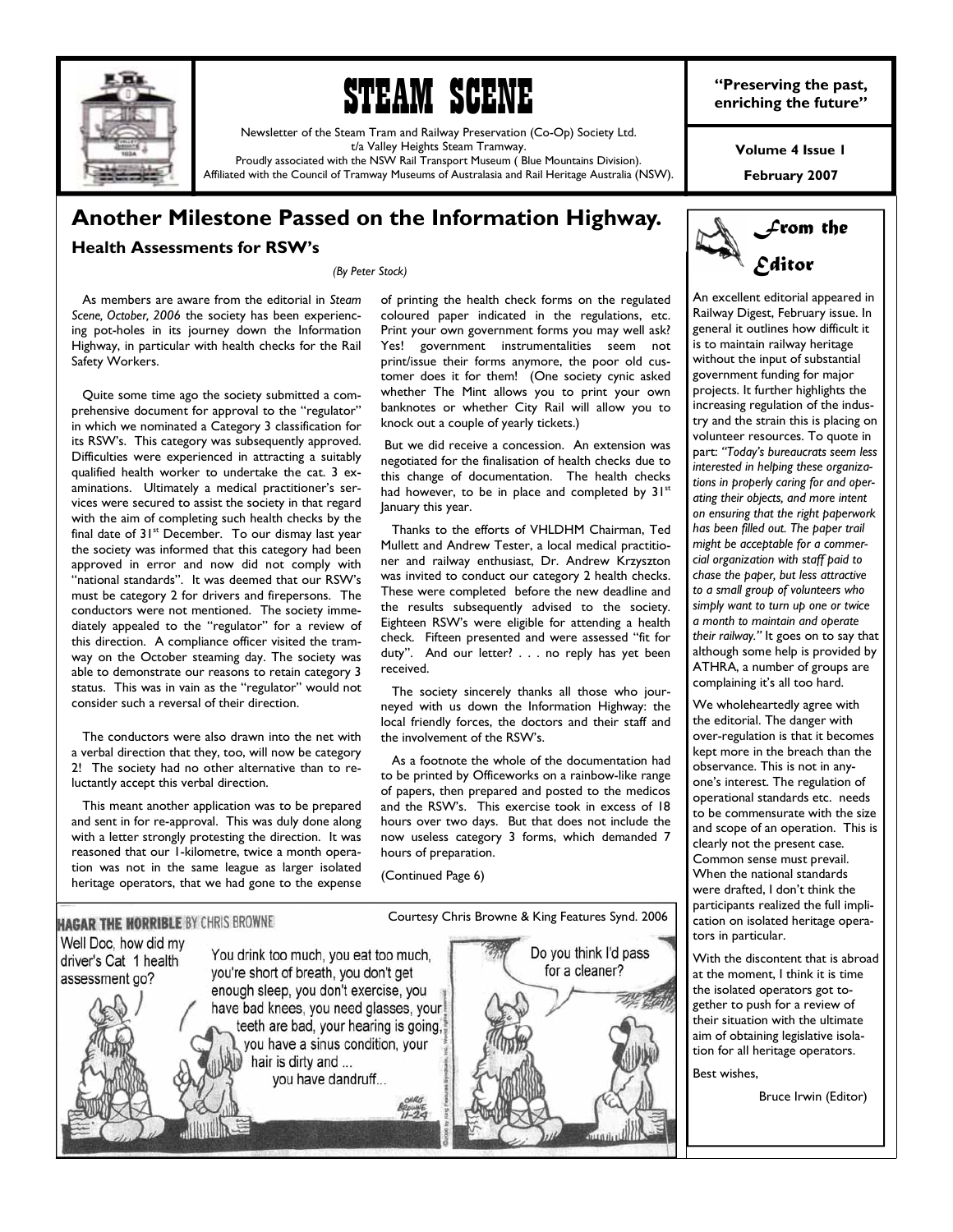# STEAM SCENE

Newsletter of the Steam Tram and Railway Preservation (Co-Op) Society Ltd.
t/a Valley Heights Steam Tramway.
Proudly associated with the NSW Rail Transport Museum ( Blue Mountains Division).
Affiliated with the Council of Tramway Museums of Australasia and Rail Heritage Australia (NSW).

**"Preserving the past, enriching the future"**

**Volume 4 Issue 1**

**February 2007**

## Another Milestone Passed on the Information Highway.

### Health Assessments for RSW's

*(By Peter Stock)*

As members are aware from the editorial in *Steam Scene, October, 2006* the society has been experiencing pot-holes in its journey down the Information Highway, in particular with health checks for the Rail Safety Workers.

Quite some time ago the society submitted a comprehensive document for approval to the "regulator" in which we nominated a Category 3 classification for its RSW's. This category was subsequently approved. Difficulties were experienced in attracting a suitably qualified health worker to undertake the cat. 3 examinations. Ultimately a medical practitioner's services were secured to assist the society in that regard with the aim of completing such health checks by the final date of 31[st] December. To our dismay last year the society was informed that this category had been approved in error and now did not comply with "national standards". It was deemed that our RSW's must be category 2 for drivers and firepersons. The conductors were not mentioned. The society immediately appealed to the "regulator" for a review of this direction. A compliance officer visited the tramway on the October steaming day. The society was able to demonstrate our reasons to retain category 3 status. This was in vain as the "regulator" would not consider such a reversal of their direction.

The conductors were also drawn into the net with a verbal direction that they, too, will now be category 2! The society had no other alternative than to reluctantly accept this verbal direction.

This meant another application was to be prepared and sent in for re-approval. This was duly done along with a letter strongly protesting the direction. It was reasoned that our 1-kilometre, twice a month operation was not in the same league as larger isolated heritage operators, that we had gone to the expense of printing the health check forms on the regulated coloured paper indicated in the regulations, etc. Print your own government forms you may well ask? Yes! government instrumentalities seem not print/issue their forms anymore, the poor old customer does it for them! (One society cynic asked whether The Mint allows you to print your own banknotes or whether City Rail will allow you to knock out a couple of yearly tickets.)

But we did receive a concession. An extension was negotiated for the finalisation of health checks due to this change of documentation. The health checks had however, to be in place and completed by 31[st] January this year.

Thanks to the efforts of VHLDHM Chairman, Ted Mullett and Andrew Tester, a local medical practitioner and railway enthusiast, Dr. Andrew Krzyszton was invited to conduct our category 2 health checks. These were completed before the new deadline and the results subsequently advised to the society. Eighteen RSW's were eligible for attending a health check. Fifteen presented and were assessed "fit for duty". And our letter? . . . no reply has yet been received.

The society sincerely thanks all those who journeyed with us down the Information Highway: the local friendly forces, the doctors and their staff and the involvement of the RSW's.

As a footnote the whole of the documentation had to be printed by Officeworks on a rainbow-like range of papers, then prepared and posted to the medicos and the RSW's. This exercise took in excess of 18 hours over two days. But that does not include the now useless category 3 forms, which demanded 7 hours of preparation.

(Continued Page 6)

**HAGAR THE HORRIBLE** BY CHRIS BROWNE

Courtesy Chris Browne & King Features Synd. 2006

## From the Editor

An excellent editorial appeared in Railway Digest, February issue. In general it outlines how difficult it is to maintain railway heritage without the input of substantial government funding for major projects. It further highlights the increasing regulation of the industry and the strain this is placing on volunteer resources. To quote in part: *"Today's bureaucrats seem less interested in helping these organizations in properly caring for and operating their objects, and more intent on ensuring that the right paperwork has been filled out. The paper trail might be acceptable for a commercial organization with staff paid to chase the paper, but less attractive to a small group of volunteers who simply want to turn up one or twice a month to maintain and operate their railway."* It goes on to say that although some help is provided by ATHRA, a number of groups are complaining it's all too hard.

We wholeheartedly agree with the editorial. The danger with over-regulation is that it becomes kept more in the breach than the observance. This is not in anyone's interest. The regulation of operational standards etc. needs to be commensurate with the size and scope of an operation. This is clearly not the present case. Common sense must prevail. When the national standards were drafted, I don't think the participants realized the full implication on isolated heritage operators in particular.

With the discontent that is abroad at the moment, I think it is time the isolated operators got together to push for a review of their situation with the ultimate aim of obtaining legislative isolation for all heritage operators.

Best wishes,

Bruce Irwin (Editor)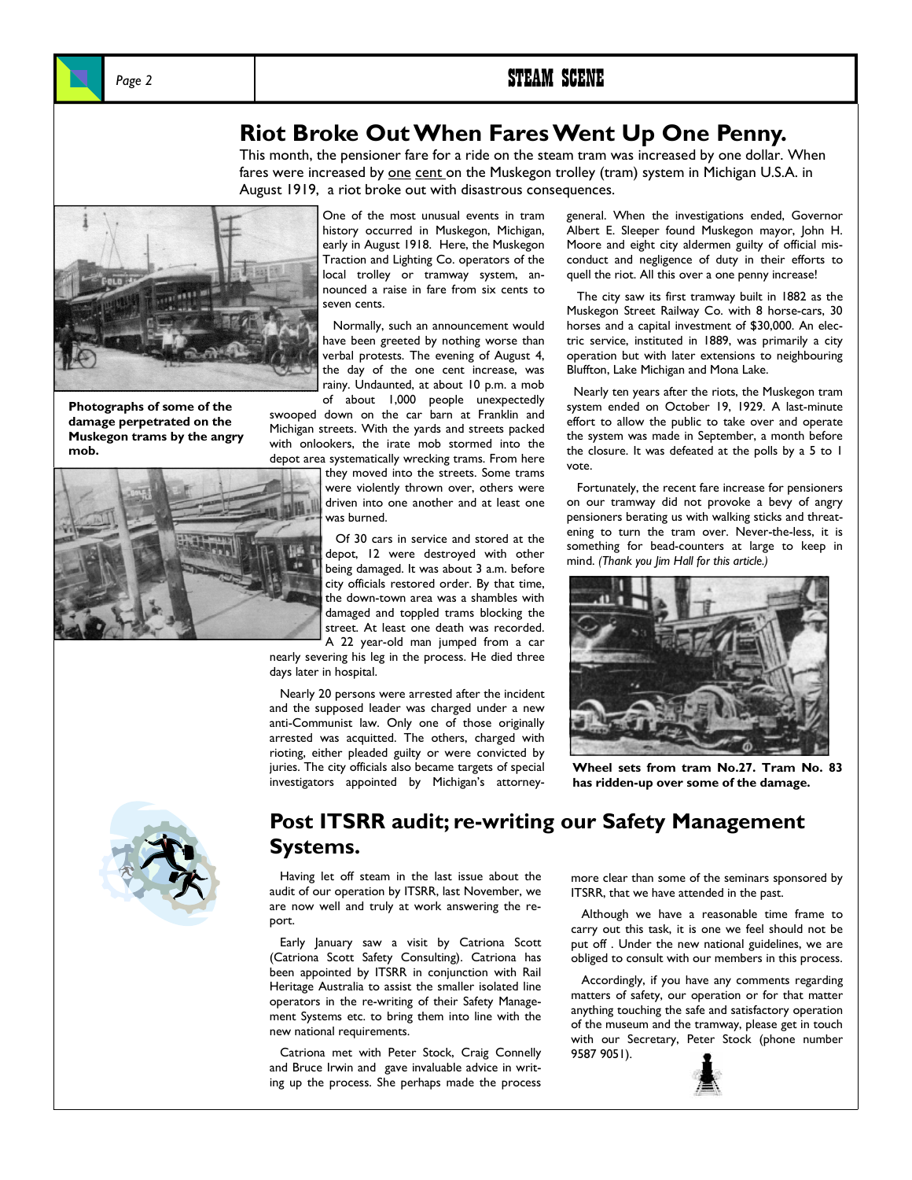# Riot Broke Out When Fares Went Up One Penny.

This month, the pensioner fare for a ride on the steam tram was increased by one dollar. When fares were increased by one cent on the Muskegon trolley (tram) system in Michigan U.S.A. in August 1919, a riot broke out with disastrous consequences.

**Photographs of some of the damage perpetrated on the Muskegon trams by the angry mob.**

One of the most unusual events in tram history occurred in Muskegon, Michigan, early in August 1918. Here, the Muskegon Traction and Lighting Co. operators of the local trolley or tramway system, announced a raise in fare from six cents to seven cents.

Normally, such an announcement would have been greeted by nothing worse than verbal protests. The evening of August 4, the day of the one cent increase, was rainy. Undaunted, at about 10 p.m. a mob of about 1,000 people unexpectedly swooped down on the car barn at Franklin and Michigan streets. With the yards and streets packed with onlookers, the irate mob stormed into the depot area systematically wrecking trams. From here they moved into the streets. Some trams were violently thrown over, others were driven into one another and at least one was burned.

Of 30 cars in service and stored at the depot, 12 were destroyed with other being damaged. It was about 3 a.m. before city officials restored order. By that time, the down-town area was a shambles with damaged and toppled trams blocking the street. At least one death was recorded. A 22 year-old man jumped from a car nearly severing his leg in the process. He died three days later in hospital.

Nearly 20 persons were arrested after the incident and the supposed leader was charged under a new anti-Communist law. Only one of those originally arrested was acquitted. The others, charged with rioting, either pleaded guilty or were convicted by juries. The city officials also became targets of special investigators appointed by Michigan's attorney-general. When the investigations ended, Governor Albert E. Sleeper found Muskegon mayor, John H. Moore and eight city aldermen guilty of official misconduct and negligence of duty in their efforts to quell the riot. All this over a one penny increase!

The city saw its first tramway built in 1882 as the Muskegon Street Railway Co. with 8 horse-cars, 30 horses and a capital investment of $30,000. An electric service, instituted in 1889, was primarily a city operation but with later extensions to neighbouring Bluffton, Lake Michigan and Mona Lake.

Nearly ten years after the riots, the Muskegon tram system ended on October 19, 1929. A last-minute effort to allow the public to take over and operate the system was made in September, a month before the closure. It was defeated at the polls by a 5 to 1 vote.

Fortunately, the recent fare increase for pensioners on our tramway did not provoke a bevy of angry pensioners berating us with walking sticks and threatening to turn the tram over. Never-the-less, it is something for bead-counters at large to keep in mind. *(Thank you Jim Hall for this article.)*

**Wheel sets from tram No.27. Tram No. 83 has ridden-up over some of the damage.**

# Post ITSRR audit; re-writing our Safety Management Systems.

Having let off steam in the last issue about the audit of our operation by ITSRR, last November, we are now well and truly at work answering the report.

Early January saw a visit by Catriona Scott (Catriona Scott Safety Consulting). Catriona has been appointed by ITSRR in conjunction with Rail Heritage Australia to assist the smaller isolated line operators in the re-writing of their Safety Management Systems etc. to bring them into line with the new national requirements.

Catriona met with Peter Stock, Craig Connelly and Bruce Irwin and gave invaluable advice in writing up the process. She perhaps made the process more clear than some of the seminars sponsored by ITSRR, that we have attended in the past.

Although we have a reasonable time frame to carry out this task, it is one we feel should not be put off . Under the new national guidelines, we are obliged to consult with our members in this process.

Accordingly, if you have any comments regarding matters of safety, our operation or for that matter anything touching the safe and satisfactory operation of the museum and the tramway, please get in touch with our Secretary, Peter Stock (phone number 9587 9051).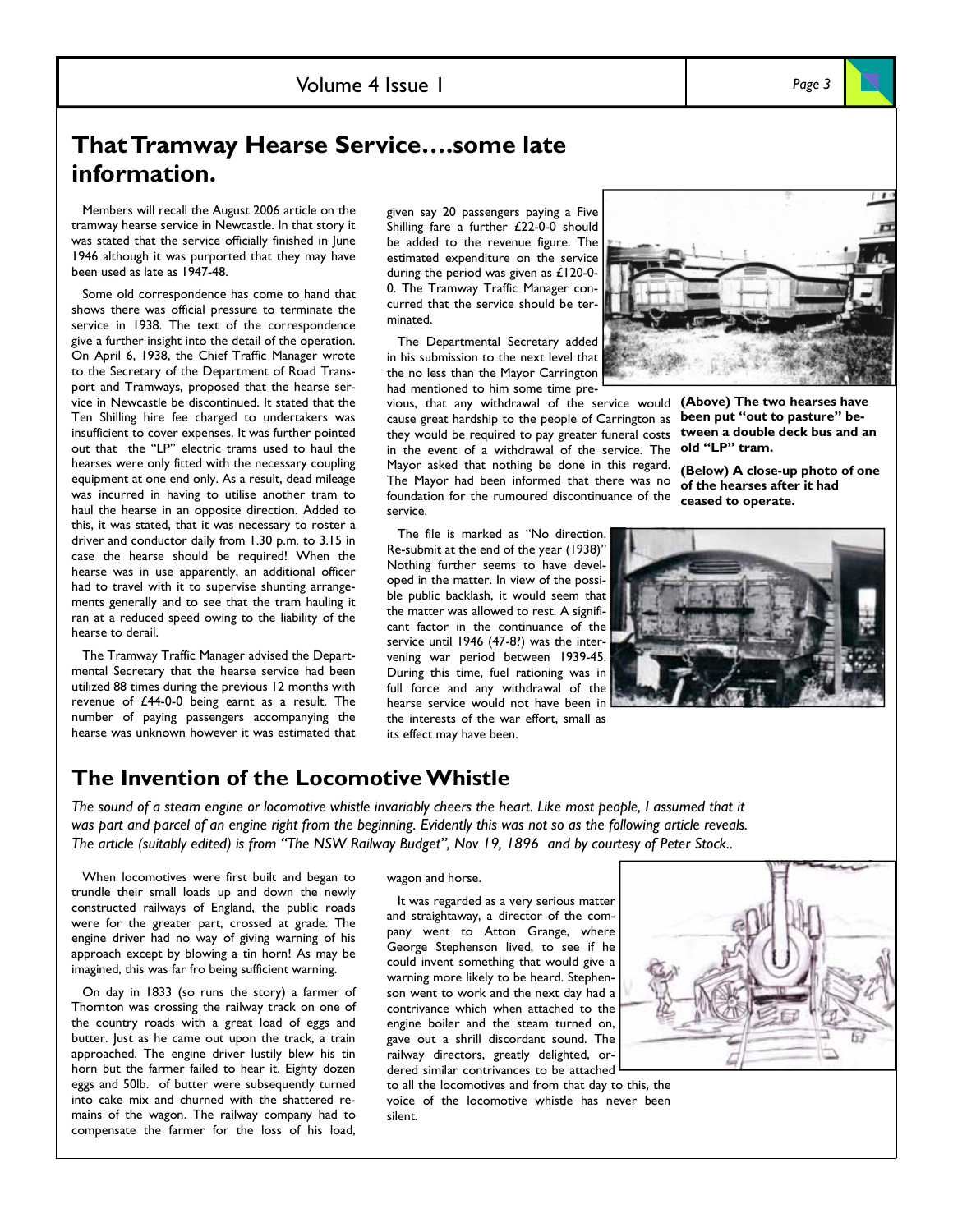## That Tramway Hearse Service….some late information.

Members will recall the August 2006 article on the tramway hearse service in Newcastle. In that story it was stated that the service officially finished in June 1946 although it was purported that they may have been used as late as 1947-48.

Some old correspondence has come to hand that shows there was official pressure to terminate the service in 1938. The text of the correspondence give a further insight into the detail of the operation. On April 6, 1938, the Chief Traffic Manager wrote to the Secretary of the Department of Road Transport and Tramways, proposed that the hearse service in Newcastle be discontinued. It stated that the Ten Shilling hire fee charged to undertakers was insufficient to cover expenses. It was further pointed out that the "LP" electric trams used to haul the hearses were only fitted with the necessary coupling equipment at one end only. As a result, dead mileage was incurred in having to utilise another tram to haul the hearse in an opposite direction. Added to this, it was stated, that it was necessary to roster a driver and conductor daily from 1.30 p.m. to 3.15 in case the hearse should be required! When the hearse was in use apparently, an additional officer had to travel with it to supervise shunting arrangements generally and to see that the tram hauling it ran at a reduced speed owing to the liability of the hearse to derail.

The Tramway Traffic Manager advised the Departmental Secretary that the hearse service had been utilized 88 times during the previous 12 months with revenue of £44-0-0 being earnt as a result. The number of paying passengers accompanying the hearse was unknown however it was estimated that given say 20 passengers paying a Five Shilling fare a further £22-0-0 should be added to the revenue figure. The estimated expenditure on the service during the period was given as £120-0-0. The Tramway Traffic Manager concurred that the service should be terminated.

The Departmental Secretary added in his submission to the next level that the no less than the Mayor Carrington had mentioned to him some time previous, that any withdrawal of the service would cause great hardship to the people of Carrington as they would be required to pay greater funeral costs in the event of a withdrawal of the service. The Mayor asked that nothing be done in this regard. The Mayor had been informed that there was no foundation for the rumoured discontinuance of the service.

The file is marked as "No direction. Re-submit at the end of the year (1938)" Nothing further seems to have developed in the matter. In view of the possible public backlash, it would seem that the matter was allowed to rest. A significant factor in the continuance of the service until 1946 (47-8?) was the intervening war period between 1939-45. During this time, fuel rationing was in full force and any withdrawal of the hearse service would not have been in the interests of the war effort, small as its effect may have been.

**(Above) The two hearses have been put "out to pasture" between a double deck bus and an old "LP" tram.**

**(Below) A close-up photo of one of the hearses after it had ceased to operate.**

## The Invention of the Locomotive Whistle

*The sound of a steam engine or locomotive whistle invariably cheers the heart. Like most people, I assumed that it was part and parcel of an engine right from the beginning. Evidently this was not so as the following article reveals. The article (suitably edited) is from "The NSW Railway Budget", Nov 19, 1896 and by courtesy of Peter Stock..*

When locomotives were first built and began to trundle their small loads up and down the newly constructed railways of England, the public roads were for the greater part, crossed at grade. The engine driver had no way of giving warning of his approach except by blowing a tin horn! As may be imagined, this was far fro being sufficient warning.

On day in 1833 (so runs the story) a farmer of Thornton was crossing the railway track on one of the country roads with a great load of eggs and butter. Just as he came out upon the track, a train approached. The engine driver lustily blew his tin horn but the farmer failed to hear it. Eighty dozen eggs and 50lb. of butter were subsequently turned into cake mix and churned with the shattered remains of the wagon. The railway company had to compensate the farmer for the loss of his load, wagon and horse.

It was regarded as a very serious matter and straightaway, a director of the company went to Atton Grange, where George Stephenson lived, to see if he could invent something that would give a warning more likely to be heard. Stephenson went to work and the next day had a contrivance which when attached to the engine boiler and the steam turned on, gave out a shrill discordant sound. The railway directors, greatly delighted, ordered similar contrivances to be attached to all the locomotives and from that day to this, the voice of the locomotive whistle has never been silent.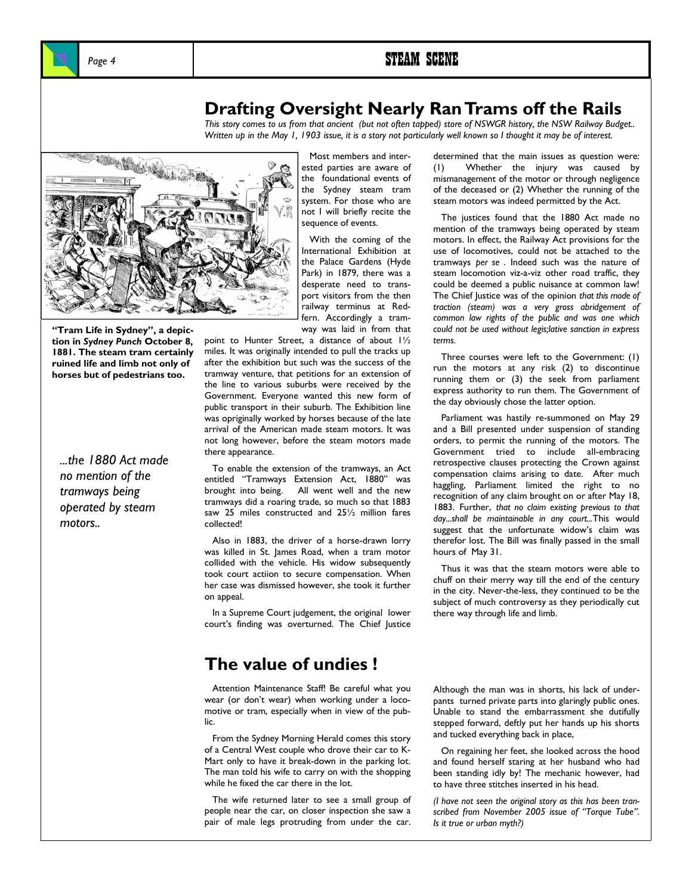## Drafting Oversight Nearly Ran Trams off the Rails

*This story comes to us from that ancient (but not often tapped) store of NSWGR history, the NSW Railway Budget.. Written up in the May 1, 1903 issue, it is a story not particularly well known so I thought it may be of interest.*

**"Tram Life in Sydney", a depiction in *Sydney Punch* October 8, 1881. The steam tram certainly ruined life and limb not only of horses but of pedestrians too.**

*...the 1880 Act made no mention of the tramways being operated by steam motors..*

Most members and interested parties are aware of the foundational events of the Sydney steam tram system. For those who are not I will briefly recite the sequence of events.

With the coming of the International Exhibition at the Palace Gardens (Hyde Park) in 1879, there was a desperate need to transport visitors from the then railway terminus at Redfern. Accordingly a tramway was laid in from that point to Hunter Street, a distance of about 1½ miles. It was originally intended to pull the tracks up after the exhibition but such was the success of the tramway venture, that petitions for an extension of the line to various suburbs were received by the Government. Everyone wanted this new form of public transport in their suburb. The Exhibition line was opriginally worked by horses because of the late arrival of the American made steam motors. It was not long however, before the steam motors made there appearance.

To enable the extension of the tramways, an Act entitled "Tramways Extension Act, 1880" was brought into being. All went well and the new tramways did a roaring trade, so much so that 1883 saw 25 miles constructed and 25½ million fares collected!

Also in 1883, the driver of a horse-drawn lorry was killed in St. James Road, when a tram motor collided with the vehicle. His widow subsequently took court actiion to secure compensation. When her case was dismissed however, she took it further on appeal.

In a Supreme Court judgement, the original lower court's finding was overturned. The Chief Justice determined that the main issues as question were: (1) Whether the injury was caused by mismanagement of the motor or through negligence of the deceased or (2) Whether the running of the steam motors was indeed permitted by the Act.

The justices found that the 1880 Act made no mention of the tramways being operated by steam motors. In effect, the Railway Act provisions for the use of locomotives, could not be attached to the tramways *per se* . Indeed such was the nature of steam locomotion viz-a-viz other road traffic, they could be deemed a public nuisance at common law! The Chief Justice was of the opinion *that this mode of traction (steam) was a very gross abridgement of common law rights of the public and was one which could not be used without legis;lative sanction in express terms.*

Three courses were left to the Government: (1) run the motors at any risk (2) to discontinue running them or (3) the seek from parliament express authority to run them. The Government of the day obviously chose the latter option.

Parliament was hastily re-summoned on May 29 and a Bill presented under suspension of standing orders, to permit the running of the motors. The Government tried to include all-embracing retrospective clauses protecting the Crown against compensation claims arising to date. After much haggling, Parliament limited the right to no recognition of any claim brought on or after May 18, 1883. Further, *that no claim existing previous to that day...shall be maintainable in any court...*This would suggest that the unfortunate widow's claim was therefor lost. The Bill was finally passed in the small hours of May 31.

Thus it was that the steam motors were able to chuff on their merry way till the end of the century in the city. Never-the-less, they continued to be the subject of much controversy as they periodically cut there way through life and limb.

## The value of undies !

Attention Maintenance Staff! Be careful what you wear (or don't wear) when working under a locomotive or tram, especially when in view of the public.

From the Sydney Morning Herald comes this story of a Central West couple who drove their car to K-Mart only to have it break-down in the parking lot. The man told his wife to carry on with the shopping while he fixed the car there in the lot.

The wife returned later to see a small group of people near the car, on closer inspection she saw a pair of male legs protruding from under the car. Although the man was in shorts, his lack of underpants turned private parts into glaringly public ones. Unable to stand the embarrassment she dutifully stepped forward, deftly put her hands up his shorts and tucked everything back in place,

On regaining her feet, she looked across the hood and found herself staring at her husband who had been standing idly by! The mechanic however, had to have three stitches inserted in his head.

*(I have not seen the original story as this has been transcribed from November 2005 issue of "Torque Tube". Is it true or urban myth?)*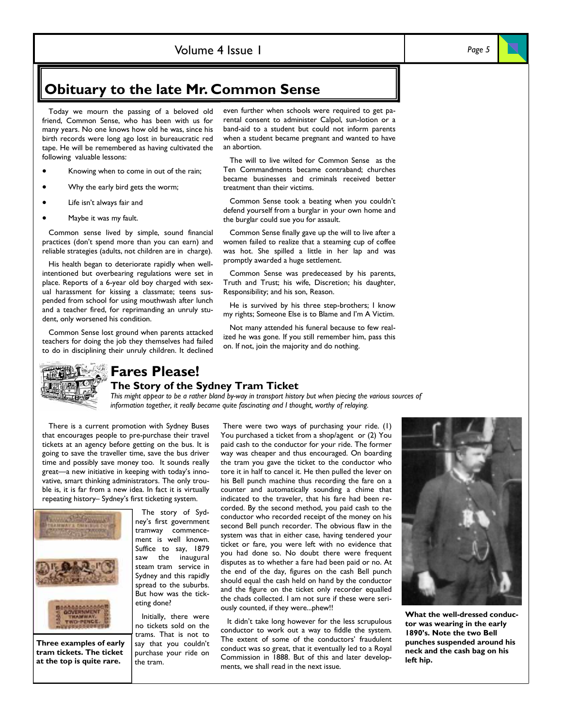# Obituary to the late Mr. Common Sense

Today we mourn the passing of a beloved old friend, Common Sense, who has been with us for many years. No one knows how old he was, since his birth records were long ago lost in bureaucratic red tape. He will be remembered as having cultivated the following valuable lessons:

- Knowing when to come in out of the rain;
- Why the early bird gets the worm;
- Life isn't always fair and
- Maybe it was my fault.

Common sense lived by simple, sound financial practices (don't spend more than you can earn) and reliable strategies (adults, not children are in charge).

His health began to deteriorate rapidly when well-intentioned but overbearing regulations were set in place. Reports of a 6-year old boy charged with sexual harassment for kissing a classmate; teens suspended from school for using mouthwash after lunch and a teacher fired, for reprimanding an unruly student, only worsened his condition.

Common Sense lost ground when parents attacked teachers for doing the job they themselves had failed to do in disciplining their unruly children. It declined even further when schools were required to get parental consent to administer Calpol, sun-lotion or a band-aid to a student but could not inform parents when a student became pregnant and wanted to have an abortion.

The will to live wilted for Common Sense as the Ten Commandments became contraband; churches became businesses and criminals received better treatment than their victims.

Common Sense took a beating when you couldn't defend yourself from a burglar in your own home and the burglar could sue you for assault.

Common Sense finally gave up the will to live after a women failed to realize that a steaming cup of coffee was hot. She spilled a little in her lap and was promptly awarded a huge settlement.

Common Sense was predeceased by his parents, Truth and Trust; his wife, Discretion; his daughter, Responsibility; and his son, Reason.

He is survived by his three step-brothers; I know my rights; Someone Else is to Blame and I'm A Victim.

Not many attended his funeral because to few realized he was gone. If you still remember him, pass this on. If not, join the majority and do nothing.

# Fares Please!

## The Story of the Sydney Tram Ticket

*This might appear to be a rather bland by-way in transport history but when piecing the various sources of information together, it really became quite fascinating and I thought, worthy of relaying.*

There is a current promotion with Sydney Buses that encourages people to pre-purchase their travel tickets at an agency before getting on the bus. It is going to save the traveller time, save the bus driver time and possibly save money too. It sounds really great—a new initiative in keeping with today's innovative, smart thinking administrators. The only trouble is, it is far from a new idea. In fact it is virtually repeating history– Sydney's first ticketing system.

**Three examples of early tram tickets. The ticket at the top is quite rare.**

The story of Sydney's first government tramway commencement is well known. Suffice to say, 1879 saw the inaugural steam tram service in Sydney and this rapidly spread to the suburbs. But how was the ticketing done?

Initially, there were no tickets sold on the trams. That is not to say that you couldn't purchase your ride on the tram.

There were two ways of purchasing your ride. (1) You purchased a ticket from a shop/agent or (2) You paid cash to the conductor for your ride. The former way was cheaper and thus encouraged. On boarding the tram you gave the ticket to the conductor who tore it in half to cancel it. He then pulled the lever on his Bell punch machine thus recording the fare on a counter and automatically sounding a chime that indicated to the traveler, that his fare had been recorded. By the second method, you paid cash to the conductor who recorded receipt of the money on his second Bell punch recorder. The obvious flaw in the system was that in either case, having tendered your ticket or fare, you were left with no evidence that you had done so. No doubt there were frequent disputes as to whether a fare had been paid or no. At the end of the day, figures on the cash Bell punch should equal the cash held on hand by the conductor and the figure on the ticket only recorder equalled the chads collected. I am not sure if these were seriously counted, if they were...phew!!

It didn't take long however for the less scrupulous conductor to work out a way to fiddle the system. The extent of some of the conductors' fraudulent conduct was so great, that it eventually led to a Royal Commission in 1888. But of this and later developments, we shall read in the next issue.

**What the well-dressed conductor was wearing in the early 1890's. Note the two Bell punches suspended around his neck and the cash bag on his left hip.**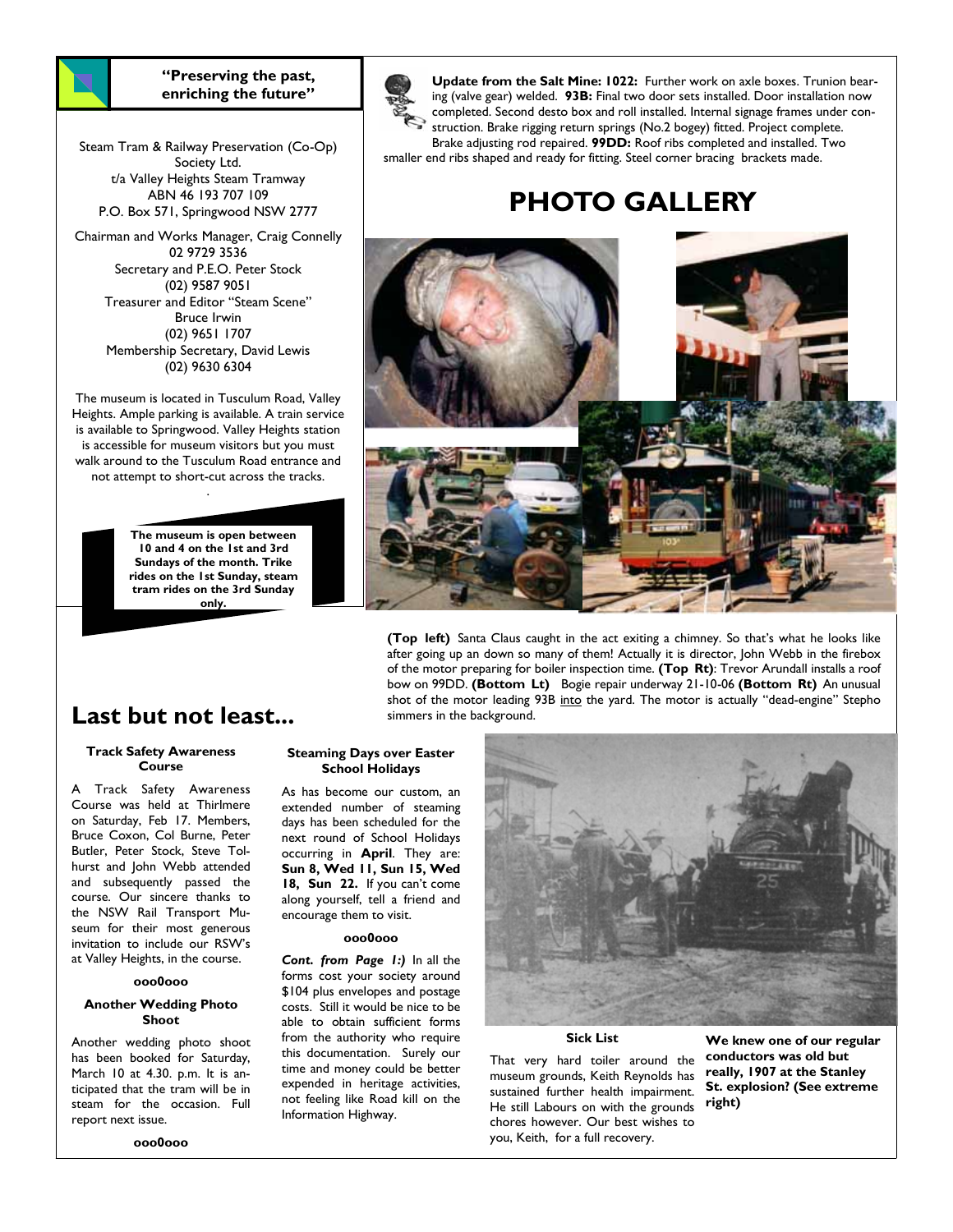**"Preserving the past, enriching the future"**

Steam Tram & Railway Preservation (Co-Op) Society Ltd.
t/a Valley Heights Steam Tramway
ABN 46 193 707 109
P.O. Box 571, Springwood NSW 2777

Chairman and Works Manager, Craig Connelly
02 9729 3536
Secretary and P.E.O. Peter Stock
(02) 9587 9051
Treasurer and Editor "Steam Scene"
Bruce Irwin
(02) 9651 1707
Membership Secretary, David Lewis
(02) 9630 6304

The museum is located in Tusculum Road, Valley Heights. Ample parking is available. A train service is available to Springwood. Valley Heights station is accessible for museum visitors but you must walk around to the Tusculum Road entrance and not attempt to short-cut across the tracks.

**The museum is open between 10 and 4 on the 1st and 3rd Sundays of the month. Trike rides on the 1st Sunday, steam tram rides on the 3rd Sunday only.**

**Update from the Salt Mine: 1022:** Further work on axle boxes. Trunion bearing (valve gear) welded. **93B:** Final two door sets installed. Door installation now completed. Second desto box and roll installed. Internal signage frames under construction. Brake rigging return springs (No.2 bogey) fitted. Project complete. Brake adjusting rod repaired. **99DD:** Roof ribs completed and installed. Two smaller end ribs shaped and ready for fitting. Steel corner bracing brackets made.

# PHOTO GALLERY

**(Top left)** Santa Claus caught in the act exiting a chimney. So that's what he looks like after going up an down so many of them! Actually it is director, John Webb in the firebox of the motor preparing for boiler inspection time. **(Top Rt)**: Trevor Arundall installs a roof bow on 99DD. **(Bottom Lt)** Bogie repair underway 21-10-06 **(Bottom Rt)** An unusual shot of the motor leading 93B into the yard. The motor is actually "dead-engine" Stepho simmers in the background.

## Last but not least...

**Track Safety Awareness Course**

A Track Safety Awareness Course was held at Thirlmere on Saturday, Feb 17. Members, Bruce Coxon, Col Burne, Peter Butler, Peter Stock, Steve Tolhurst and John Webb attended and subsequently passed the course. Our sincere thanks to the NSW Rail Transport Museum for their most generous invitation to include our RSW's at Valley Heights, in the course.

**ooo0ooo**

**Another Wedding Photo Shoot**

Another wedding photo shoot has been booked for Saturday, March 10 at 4.30. p.m. It is anticipated that the tram will be in steam for the occasion. Full report next issue.

**ooo0ooo**

**Steaming Days over Easter School Holidays**

As has become our custom, an extended number of steaming days has been scheduled for the next round of School Holidays occurring in **April**. They are: **Sun 8, Wed 11, Sun 15, Wed 18, Sun 22.** If you can't come along yourself, tell a friend and encourage them to visit.

**ooo0ooo**

***Cont. from Page 1:)*** In all the forms cost your society around $104 plus envelopes and postage costs. Still it would be nice to be able to obtain sufficient forms from the authority who require this documentation. Surely our time and money could be better expended in heritage activities, not feeling like Road kill on the Information Highway.

**Sick List**

That very hard toiler around the museum grounds, Keith Reynolds has sustained further health impairment. He still Labours on with the grounds chores however. Our best wishes to you, Keith, for a full recovery.

**We knew one of our regular conductors was old but really, 1907 at the Stanley St. explosion? (See extreme right)**